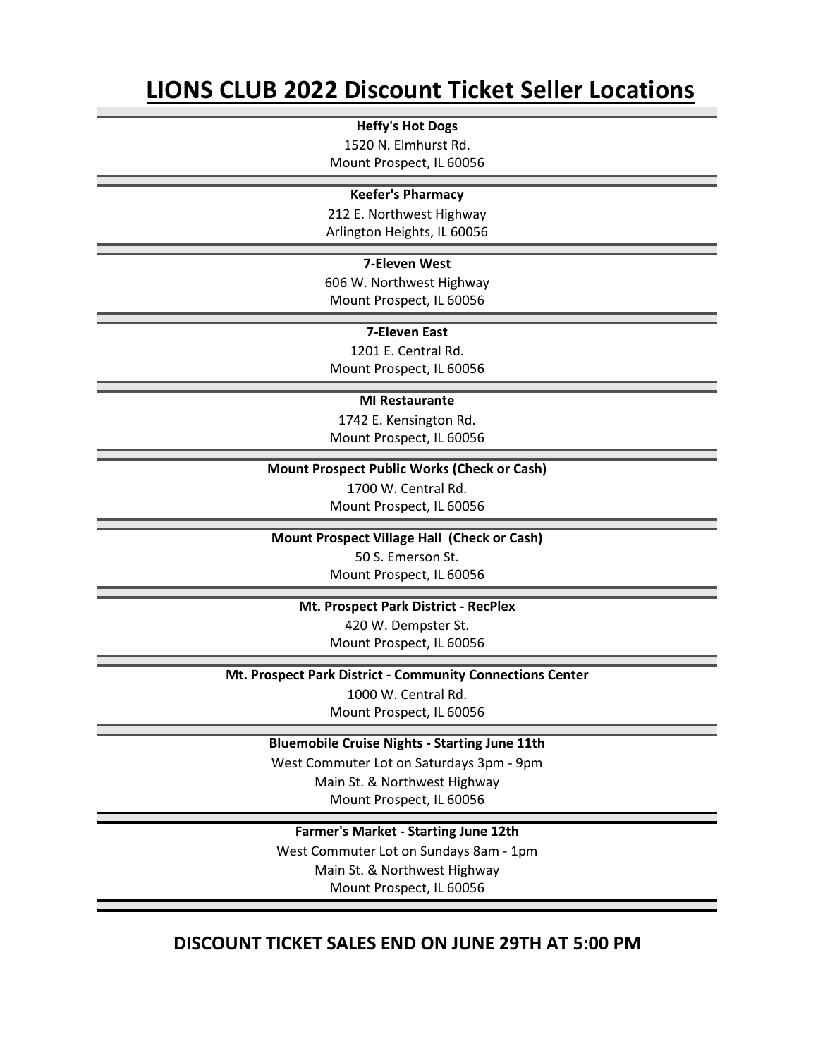# LIONS CLUB 2022 Discount Ticket Seller Locations

**Heffy's Hot Dogs**
1520 N. Elmhurst Rd.
Mount Prospect, IL 60056

**Keefer's Pharmacy**
212 E. Northwest Highway
Arlington Heights, IL 60056

**7-Eleven West**
606 W. Northwest Highway
Mount Prospect, IL 60056

**7-Eleven East**
1201 E. Central Rd.
Mount Prospect, IL 60056

**MI Restaurante**
1742 E. Kensington Rd.
Mount Prospect, IL 60056

**Mount Prospect Public Works (Check or Cash)**
1700 W. Central Rd.
Mount Prospect, IL 60056

**Mount Prospect Village Hall (Check or Cash)**
50 S. Emerson St.
Mount Prospect, IL 60056

**Mt. Prospect Park District - RecPlex**
420 W. Dempster St.
Mount Prospect, IL 60056

**Mt. Prospect Park District - Community Connections Center**
1000 W. Central Rd.
Mount Prospect, IL 60056

**Bluemobile Cruise Nights - Starting June 11th**
West Commuter Lot on Saturdays 3pm - 9pm
Main St. & Northwest Highway
Mount Prospect, IL 60056

**Farmer's Market - Starting June 12th**
West Commuter Lot on Sundays 8am - 1pm
Main St. & Northwest Highway
Mount Prospect, IL 60056

## DISCOUNT TICKET SALES END ON JUNE 29TH AT 5:00 PM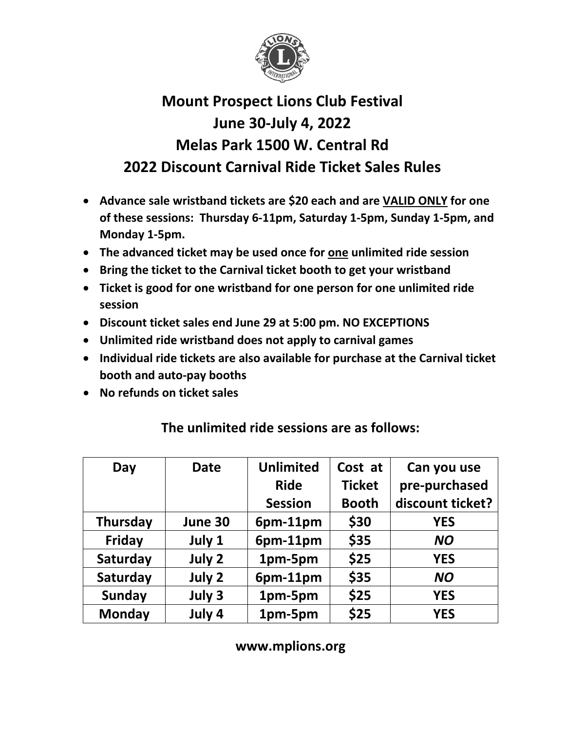# Mount Prospect Lions Club Festival
# June 30-July 4, 2022
# Melas Park 1500 W. Central Rd
# 2022 Discount Carnival Ride Ticket Sales Rules

- **Advance sale wristband tickets are $20 each and are VALID ONLY for one of these sessions: Thursday 6-11pm, Saturday 1-5pm, Sunday 1-5pm, and Monday 1-5pm.**
- **The advanced ticket may be used once for one unlimited ride session**
- **Bring the ticket to the Carnival ticket booth to get your wristband**
- **Ticket is good for one wristband for one person for one unlimited ride session**
- **Discount ticket sales end June 29 at 5:00 pm. NO EXCEPTIONS**
- **Unlimited ride wristband does not apply to carnival games**
- **Individual ride tickets are also available for purchase at the Carnival ticket booth and auto-pay booths**
- **No refunds on ticket sales**

**The unlimited ride sessions are as follows:**

| Day | Date | Unlimited Ride Session | Cost at Ticket Booth | Can you use pre-purchased discount ticket? |
|---|---|---|---|---|
| Thursday | June 30 | 6pm-11pm | $30 | YES |
| Friday | July 1 | 6pm-11pm | $35 | *NO* |
| Saturday | July 2 | 1pm-5pm | $25 | YES |
| Saturday | July 2 | 6pm-11pm | $35 | *NO* |
| Sunday | July 3 | 1pm-5pm | $25 | YES |
| Monday | July 4 | 1pm-5pm | $25 | YES |

**www.mplions.org**